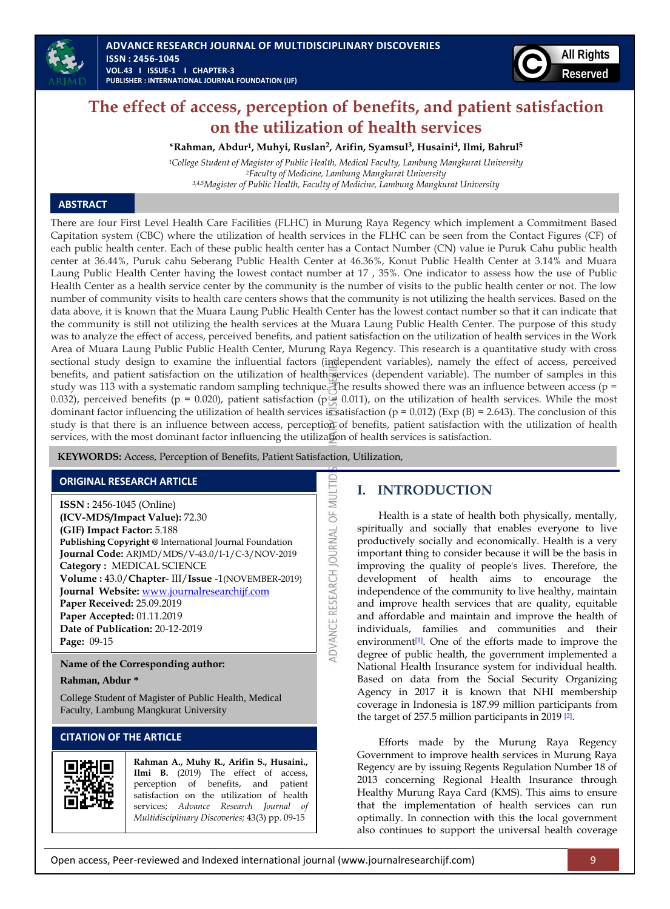# The effect of access, perception of benefits, and patient satisfaction on the utilization of health services

**\*Rahman, Abdur[1], Muhyi, Ruslan[2], Arifin, Syamsul[3], Husaini[4], Ilmi, Bahrul[5]**

[1]*College Student of Magister of Public Health, Medical Faculty, Lambung Mangkurat University*
[2]*Faculty of Medicine, Lambung Mangkurat University*
[3,4,5]*Magister of Public Health, Faculty of Medicine, Lambung Mangkurat University*

## ABSTRACT

There are four First Level Health Care Facilities (FLHC) in Murung Raya Regency which implement a Commitment Based Capitation system (CBC) where the utilization of health services in the FLHC can be seen from the Contact Figures (CF) of each public health center. Each of these public health center has a Contact Number (CN) value ie Puruk Cahu public health center at 36.44%, Puruk cahu Seberang Public Health Center at 46.36%, Konut Public Health Center at 3.14% and Muara Laung Public Health Center having the lowest contact number at 17 , 35%. One indicator to assess how the use of Public Health Center as a health service center by the community is the number of visits to the public health center or not. The low number of community visits to health care centers shows that the community is not utilizing the health services. Based on the data above, it is known that the Muara Laung Public Health Center has the lowest contact number so that it can indicate that the community is still not utilizing the health services at the Muara Laung Public Health Center. The purpose of this study was to analyze the effect of access, perceived benefits, and patient satisfaction on the utilization of health services in the Work Area of Muara Laung Public Public Health Center, Murung Raya Regency. This research is a quantitative study with cross sectional study design to examine the influential factors (independent variables), namely the effect of access, perceived benefits, and patient satisfaction on the utilization of health services (dependent variable). The number of samples in this study was 113 with a systematic random sampling technique. The results showed there was an influence between access ($p = 0.032$), perceived benefits ($p = 0.020$), patient satisfaction ($p = 0.011$), on the utilization of health services. While the most dominant factor influencing the utilization of health services is satisfaction ($p = 0.012$) (Exp (B) = 2.643). The conclusion of this study is that there is an influence between access, perception of benefits, patient satisfaction with the utilization of health services, with the most dominant factor influencing the utilization of health services is satisfaction.

**KEYWORDS:** Access, Perception of Benefits, Patient Satisfaction, Utilization,

### ORIGINAL RESEARCH ARTICLE

**ISSN :** 2456-1045 (Online)
**(ICV-MDS/Impact Value):** 72.30
**(GIF) Impact Factor:** 5.188
**Publishing Copyright @** International Journal Foundation
**Journal Code:** ARJMD/MDS/V-43.0/I-1/C-3/NOV-2019
**Category :** MEDICAL SCIENCE
**Volume :** 43.0/**Chapter**- III/**Issue** -1(NOVEMBER-2019)
**Journal Website:** www.journalresearchijf.com
**Paper Received:** 25.09.2019
**Paper Accepted:** 01.11.2019
**Date of Publication:** 20-12-2019
**Page:** 09-15

**Name of the Corresponding author:**

**Rahman, Abdur \***

College Student of Magister of Public Health, Medical Faculty, Lambung Mangkurat University

### CITATION OF THE ARTICLE

**Rahman A., Muhy R., Arifin S., Husaini., Ilmi B.** (2019) The effect of access, perception of benefits, and patient satisfaction on the utilization of health services; *Advance Research Journal of Multidisciplinary Discoveries;* 43(3) pp. 09-15

## I. INTRODUCTION

Health is a state of health both physically, mentally, spiritually and socially that enables everyone to live productively socially and economically. Health is a very important thing to consider because it will be the basis in improving the quality of people's lives. Therefore, the development of health aims to encourage the independence of the community to live healthy, maintain and improve health services that are quality, equitable and affordable and maintain and improve the health of individuals, families and communities and their environment[1]. One of the efforts made to improve the degree of public health, the government implemented a National Health Insurance system for individual health. Based on data from the Social Security Organizing Agency in 2017 it is known that NHI membership coverage in Indonesia is 187.99 million participants from the target of 257.5 million participants in 2019 [2].

Efforts made by the Murung Raya Regency Government to improve health services in Murung Raya Regency are by issuing Regents Regulation Number 18 of 2013 concerning Regional Health Insurance through Healthy Murung Raya Card (KMS). This aims to ensure that the implementation of health services can run optimally. In connection with this the local government also continues to support the universal health coverage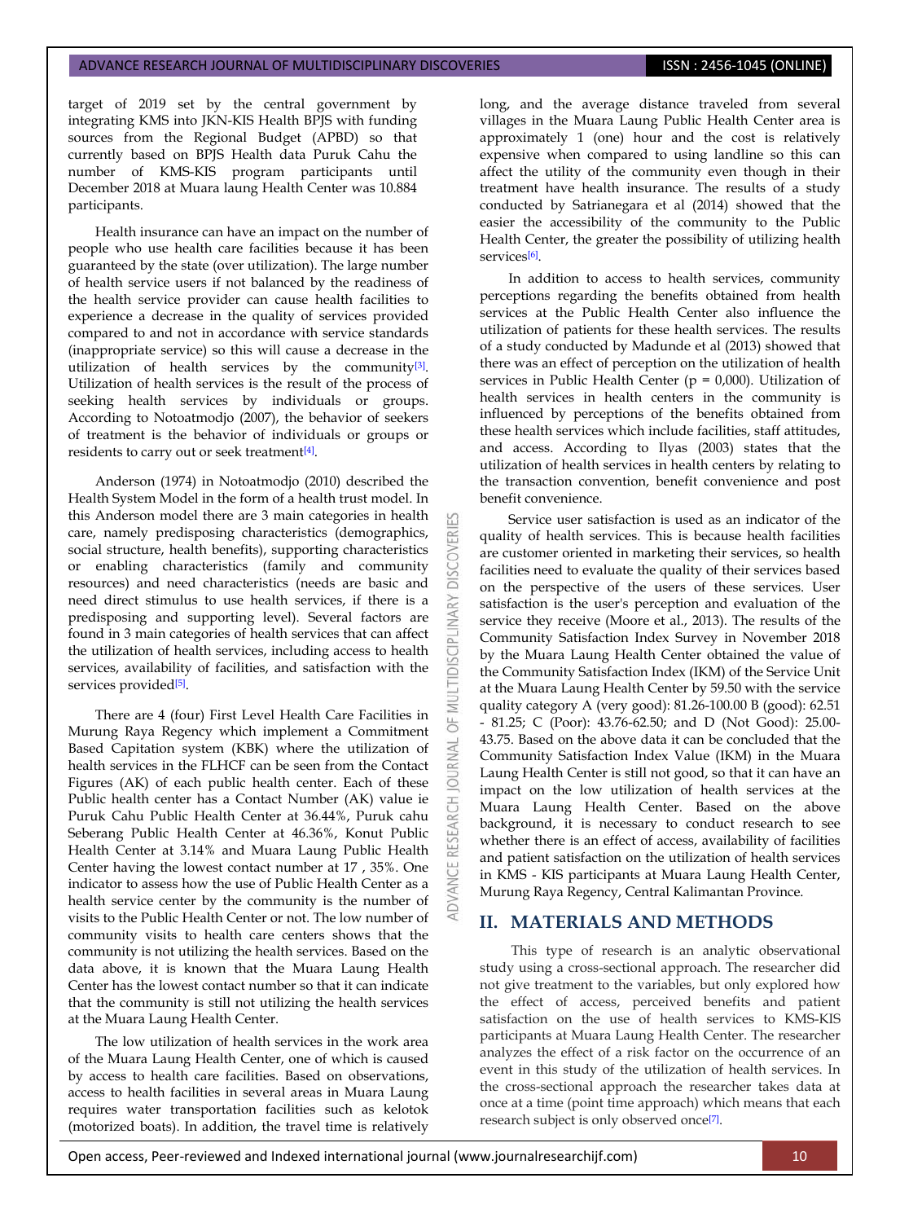target of 2019 set by the central government by integrating KMS into JKN-KIS Health BPJS with funding sources from the Regional Budget (APBD) so that currently based on BPJS Health data Puruk Cahu the number of KMS-KIS program participants until December 2018 at Muara laung Health Center was 10.884 participants.

Health insurance can have an impact on the number of people who use health care facilities because it has been guaranteed by the state (over utilization). The large number of health service users if not balanced by the readiness of the health service provider can cause health facilities to experience a decrease in the quality of services provided compared to and not in accordance with service standards (inappropriate service) so this will cause a decrease in the utilization of health services by the community[3]. Utilization of health services is the result of the process of seeking health services by individuals or groups. According to Notoatmodjo (2007), the behavior of seekers of treatment is the behavior of individuals or groups or residents to carry out or seek treatment[4].

Anderson (1974) in Notoatmodjo (2010) described the Health System Model in the form of a health trust model. In this Anderson model there are 3 main categories in health care, namely predisposing characteristics (demographics, social structure, health benefits), supporting characteristics or enabling characteristics (family and community resources) and need characteristics (needs are basic and need direct stimulus to use health services, if there is a predisposing and supporting level). Several factors are found in 3 main categories of health services that can affect the utilization of health services, including access to health services, availability of facilities, and satisfaction with the services provided[5].

There are 4 (four) First Level Health Care Facilities in Murung Raya Regency which implement a Commitment Based Capitation system (KBK) where the utilization of health services in the FLHCF can be seen from the Contact Figures (AK) of each public health center. Each of these Public health center has a Contact Number (AK) value ie Puruk Cahu Public Health Center at 36.44%, Puruk cahu Seberang Public Health Center at 46.36%, Konut Public Health Center at 3.14% and Muara Laung Public Health Center having the lowest contact number at 17 , 35%. One indicator to assess how the use of Public Health Center as a health service center by the community is the number of visits to the Public Health Center or not. The low number of community visits to health care centers shows that the community is not utilizing the health services. Based on the data above, it is known that the Muara Laung Health Center has the lowest contact number so that it can indicate that the community is still not utilizing the health services at the Muara Laung Health Center.

The low utilization of health services in the work area of the Muara Laung Health Center, one of which is caused by access to health care facilities. Based on observations, access to health facilities in several areas in Muara Laung requires water transportation facilities such as kelotok (motorized boats). In addition, the travel time is relatively long, and the average distance traveled from several villages in the Muara Laung Public Health Center area is approximately 1 (one) hour and the cost is relatively expensive when compared to using landline so this can affect the utility of the community even though in their treatment have health insurance. The results of a study conducted by Satrianegara et al (2014) showed that the easier the accessibility of the community to the Public Health Center, the greater the possibility of utilizing health services[6].

In addition to access to health services, community perceptions regarding the benefits obtained from health services at the Public Health Center also influence the utilization of patients for these health services. The results of a study conducted by Madunde et al (2013) showed that there was an effect of perception on the utilization of health services in Public Health Center (p = 0,000). Utilization of health services in health centers in the community is influenced by perceptions of the benefits obtained from these health services which include facilities, staff attitudes, and access. According to Ilyas (2003) states that the utilization of health services in health centers by relating to the transaction convention, benefit convenience and post benefit convenience.

Service user satisfaction is used as an indicator of the quality of health services. This is because health facilities are customer oriented in marketing their services, so health facilities need to evaluate the quality of their services based on the perspective of the users of these services. User satisfaction is the user's perception and evaluation of the service they receive (Moore et al., 2013). The results of the Community Satisfaction Index Survey in November 2018 by the Muara Laung Health Center obtained the value of the Community Satisfaction Index (IKM) of the Service Unit at the Muara Laung Health Center by 59.50 with the service quality category A (very good): 81.26-100.00 B (good): 62.51 - 81.25; C (Poor): 43.76-62.50; and D (Not Good): 25.00-43.75. Based on the above data it can be concluded that the Community Satisfaction Index Value (IKM) in the Muara Laung Health Center is still not good, so that it can have an impact on the low utilization of health services at the Muara Laung Health Center. Based on the above background, it is necessary to conduct research to see whether there is an effect of access, availability of facilities and patient satisfaction on the utilization of health services in KMS - KIS participants at Muara Laung Health Center, Murung Raya Regency, Central Kalimantan Province.

## II. MATERIALS AND METHODS

This type of research is an analytic observational study using a cross-sectional approach. The researcher did not give treatment to the variables, but only explored how the effect of access, perceived benefits and patient satisfaction on the use of health services to KMS-KIS participants at Muara Laung Health Center. The researcher analyzes the effect of a risk factor on the occurrence of an event in this study of the utilization of health services. In the cross-sectional approach the researcher takes data at once at a time (point time approach) which means that each research subject is only observed once[7].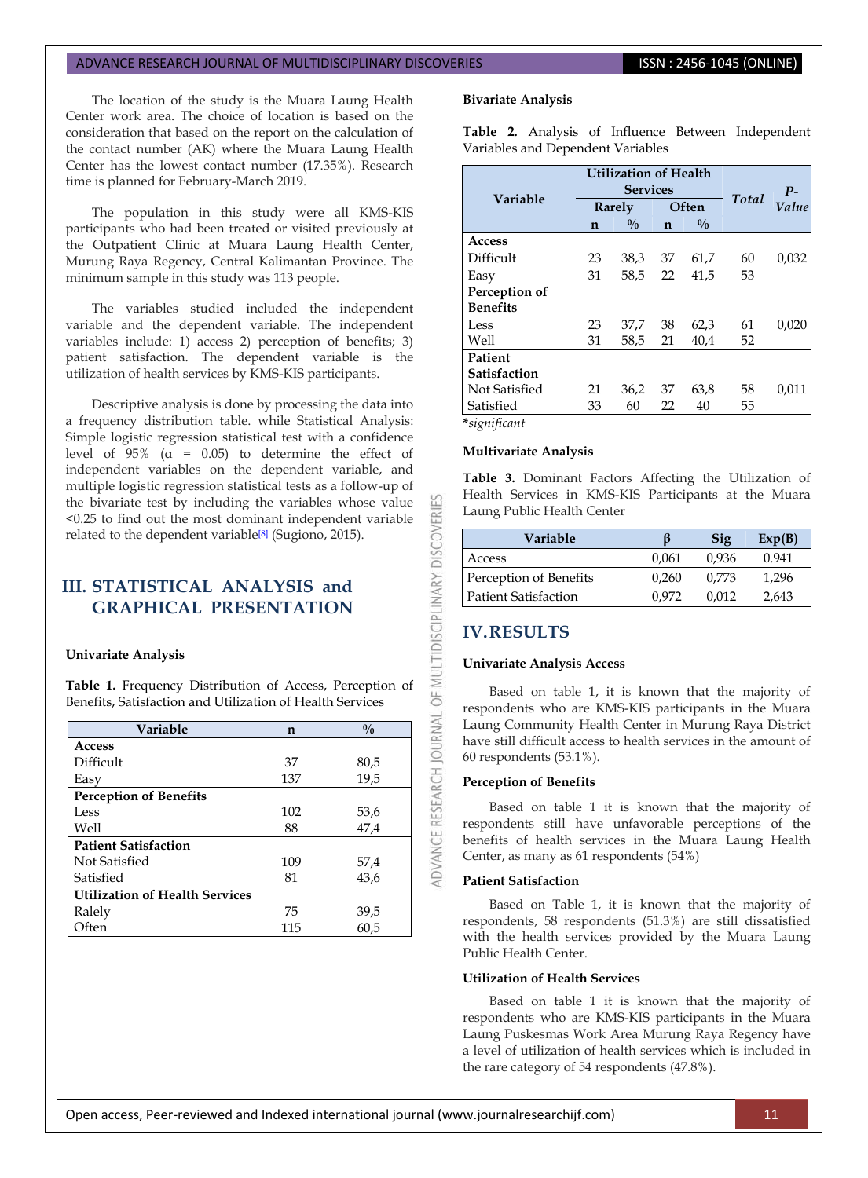The location of the study is the Muara Laung Health Center work area. The choice of location is based on the consideration that based on the report on the calculation of the contact number (AK) where the Muara Laung Health Center has the lowest contact number (17.35%). Research time is planned for February-March 2019.

The population in this study were all KMS-KIS participants who had been treated or visited previously at the Outpatient Clinic at Muara Laung Health Center, Murung Raya Regency, Central Kalimantan Province. The minimum sample in this study was 113 people.

The variables studied included the independent variable and the dependent variable. The independent variables include: 1) access 2) perception of benefits; 3) patient satisfaction. The dependent variable is the utilization of health services by KMS-KIS participants.

Descriptive analysis is done by processing the data into a frequency distribution table. while Statistical Analysis: Simple logistic regression statistical test with a confidence level of 95% (α = 0.05) to determine the effect of independent variables on the dependent variable, and multiple logistic regression statistical tests as a follow-up of the bivariate test by including the variables whose value <0.25 to find out the most dominant independent variable related to the dependent variable[8] (Sugiono, 2015).

## III. STATISTICAL ANALYSIS and GRAPHICAL PRESENTATION

### Univariate Analysis

**Table 1.** Frequency Distribution of Access, Perception of Benefits, Satisfaction and Utilization of Health Services

| Variable | n | % |
|---|---|---|
| **Access** | | |
| Difficult | 37 | 80,5 |
| Easy | 137 | 19,5 |
| **Perception of Benefits** | | |
| Less | 102 | 53,6 |
| Well | 88 | 47,4 |
| **Patient Satisfaction** | | |
| Not Satisfied | 109 | 57,4 |
| Satisfied | 81 | 43,6 |
| **Utilization of Health Services** | | |
| Ralely | 75 | 39,5 |
| Often | 115 | 60,5 |

### Bivariate Analysis

**Table 2.** Analysis of Influence Between Independent Variables and Dependent Variables

| Variable | Utilization of Health Services | | | | Total | P-Value |
|---|---|---|---|---|---|---|
| | Rarely | | Often | | | |
| | n | % | n | % | | |
| **Access** | | | | | | |
| Difficult | 23 | 38,3 | 37 | 61,7 | 60 | 0,032 |
| Easy | 31 | 58,5 | 22 | 41,5 | 53 | |
| **Perception of Benefits** | | | | | | |
| Less | 23 | 37,7 | 38 | 62,3 | 61 | 0,020 |
| Well | 31 | 58,5 | 21 | 40,4 | 52 | |
| **Patient Satisfaction** | | | | | | |
| Not Satisfied | 21 | 36,2 | 37 | 63,8 | 58 | 0,011 |
| Satisfied | 33 | 60 | 22 | 40 | 55 | |

**\****significant*

### Multivariate Analysis

**Table 3.** Dominant Factors Affecting the Utilization of Health Services in KMS-KIS Participants at the Muara Laung Public Health Center

| Variable | β | Sig | Exp(B) |
|---|---|---|---|
| Access | 0,061 | 0,936 | 0.941 |
| Perception of Benefits | 0,260 | 0,773 | 1,296 |
| Patient Satisfaction | 0,972 | 0,012 | 2,643 |

## IV. RESULTS

### Univariate Analysis Access

Based on table 1, it is known that the majority of respondents who are KMS-KIS participants in the Muara Laung Community Health Center in Murung Raya District have still difficult access to health services in the amount of 60 respondents (53.1%).

### Perception of Benefits

Based on table 1 it is known that the majority of respondents still have unfavorable perceptions of the benefits of health services in the Muara Laung Health Center, as many as 61 respondents (54%)

### Patient Satisfaction

Based on Table 1, it is known that the majority of respondents, 58 respondents (51.3%) are still dissatisfied with the health services provided by the Muara Laung Public Health Center.

### Utilization of Health Services

Based on table 1 it is known that the majority of respondents who are KMS-KIS participants in the Muara Laung Puskesmas Work Area Murung Raya Regency have a level of utilization of health services which is included in the rare category of 54 respondents (47.8%).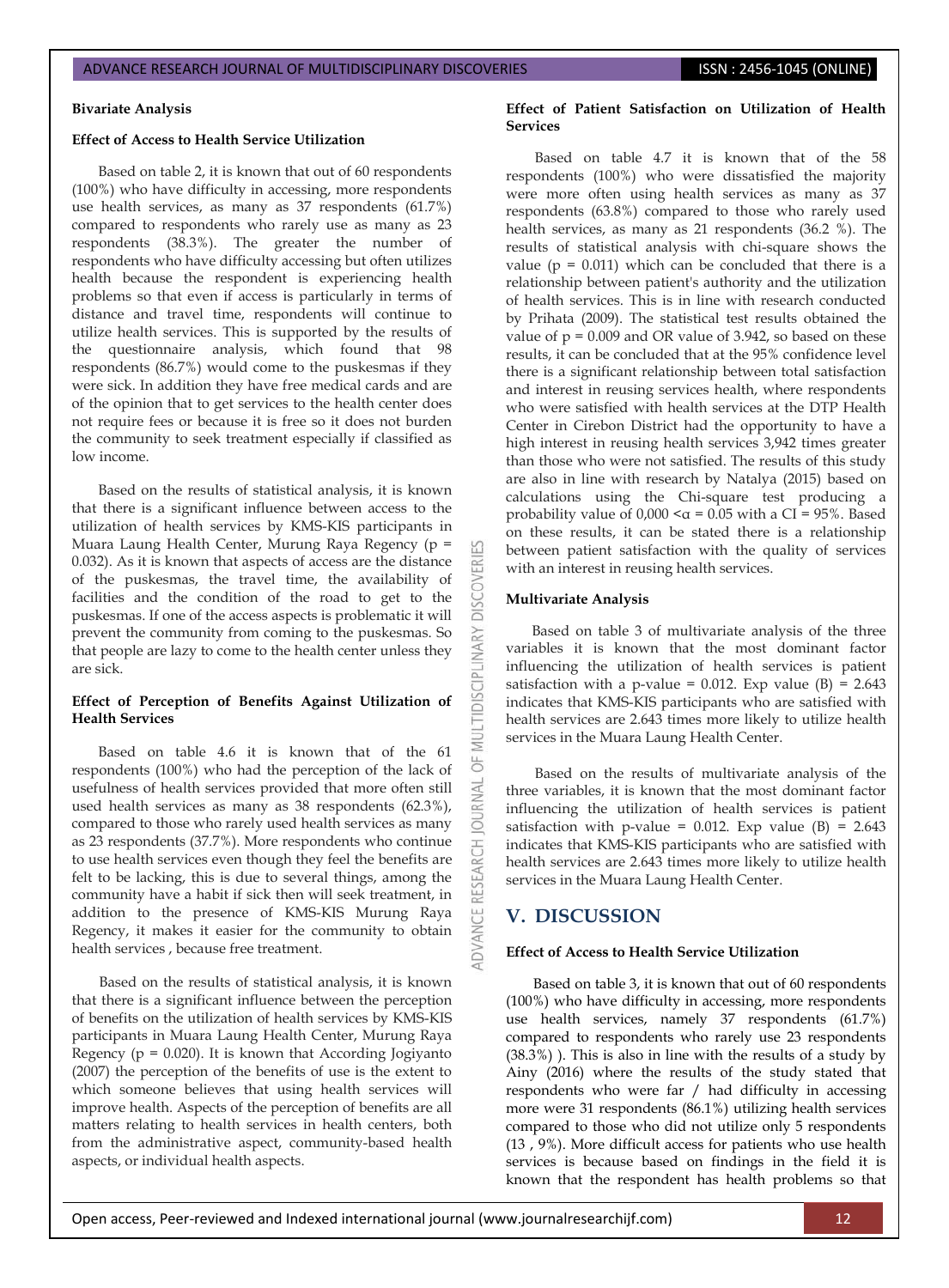### Bivariate Analysis

#### Effect of Access to Health Service Utilization

Based on table 2, it is known that out of 60 respondents (100%) who have difficulty in accessing, more respondents use health services, as many as 37 respondents (61.7%) compared to respondents who rarely use as many as 23 respondents (38.3%). The greater the number of respondents who have difficulty accessing but often utilizes health because the respondent is experiencing health problems so that even if access is particularly in terms of distance and travel time, respondents will continue to utilize health services. This is supported by the results of the questionnaire analysis, which found that 98 respondents (86.7%) would come to the puskesmas if they were sick. In addition they have free medical cards and are of the opinion that to get services to the health center does not require fees or because it is free so it does not burden the community to seek treatment especially if classified as low income.

Based on the results of statistical analysis, it is known that there is a significant influence between access to the utilization of health services by KMS-KIS participants in Muara Laung Health Center, Murung Raya Regency ($p = 0.032$). As it is known that aspects of access are the distance of the puskesmas, the travel time, the availability of facilities and the condition of the road to get to the puskesmas. If one of the access aspects is problematic it will prevent the community from coming to the puskesmas. So that people are lazy to come to the health center unless they are sick.

#### Effect of Perception of Benefits Against Utilization of Health Services

Based on table 4.6 it is known that of the 61 respondents (100%) who had the perception of the lack of usefulness of health services provided that more often still used health services as many as 38 respondents (62.3%), compared to those who rarely used health services as many as 23 respondents (37.7%). More respondents who continue to use health services even though they feel the benefits are felt to be lacking, this is due to several things, among the community have a habit if sick then will seek treatment, in addition to the presence of KMS-KIS Murung Raya Regency, it makes it easier for the community to obtain health services , because free treatment.

Based on the results of statistical analysis, it is known that there is a significant influence between the perception of benefits on the utilization of health services by KMS-KIS participants in Muara Laung Health Center, Murung Raya Regency ($p = 0.020$). It is known that According Jogiyanto (2007) the perception of the benefits of use is the extent to which someone believes that using health services will improve health. Aspects of the perception of benefits are all matters relating to health services in health centers, both from the administrative aspect, community-based health aspects, or individual health aspects.

#### Effect of Patient Satisfaction on Utilization of Health Services

Based on table 4.7 it is known that of the 58 respondents (100%) who were dissatisfied the majority were more often using health services as many as 37 respondents (63.8%) compared to those who rarely used health services, as many as 21 respondents (36.2 %). The results of statistical analysis with chi-square shows the value ($p = 0.011$) which can be concluded that there is a relationship between patient's authority and the utilization of health services. This is in line with research conducted by Prihata (2009). The statistical test results obtained the value of $p = 0.009$ and OR value of 3.942, so based on these results, it can be concluded that at the 95% confidence level there is a significant relationship between total satisfaction and interest in reusing services health, where respondents who were satisfied with health services at the DTP Health Center in Cirebon District had the opportunity to have a high interest in reusing health services 3,942 times greater than those who were not satisfied. The results of this study are also in line with research by Natalya (2015) based on calculations using the Chi-square test producing a probability value of $0{,}000 < \alpha = 0.05$ with a CI = 95%. Based on these results, it can be stated there is a relationship between patient satisfaction with the quality of services with an interest in reusing health services.

### Multivariate Analysis

Based on table 3 of multivariate analysis of the three variables it is known that the most dominant factor influencing the utilization of health services is patient satisfaction with a p-value = 0.012. Exp value (B) = 2.643 indicates that KMS-KIS participants who are satisfied with health services are 2.643 times more likely to utilize health services in the Muara Laung Health Center.

Based on the results of multivariate analysis of the three variables, it is known that the most dominant factor influencing the utilization of health services is patient satisfaction with p-value = 0.012. Exp value (B) = 2.643 indicates that KMS-KIS participants who are satisfied with health services are 2.643 times more likely to utilize health services in the Muara Laung Health Center.

## V. DISCUSSION

#### Effect of Access to Health Service Utilization

Based on table 3, it is known that out of 60 respondents (100%) who have difficulty in accessing, more respondents use health services, namely 37 respondents (61.7%) compared to respondents who rarely use 23 respondents (38.3%) ). This is also in line with the results of a study by Ainy (2016) where the results of the study stated that respondents who were far / had difficulty in accessing more were 31 respondents (86.1%) utilizing health services compared to those who did not utilize only 5 respondents (13 , 9%). More difficult access for patients who use health services is because based on findings in the field it is known that the respondent has health problems so that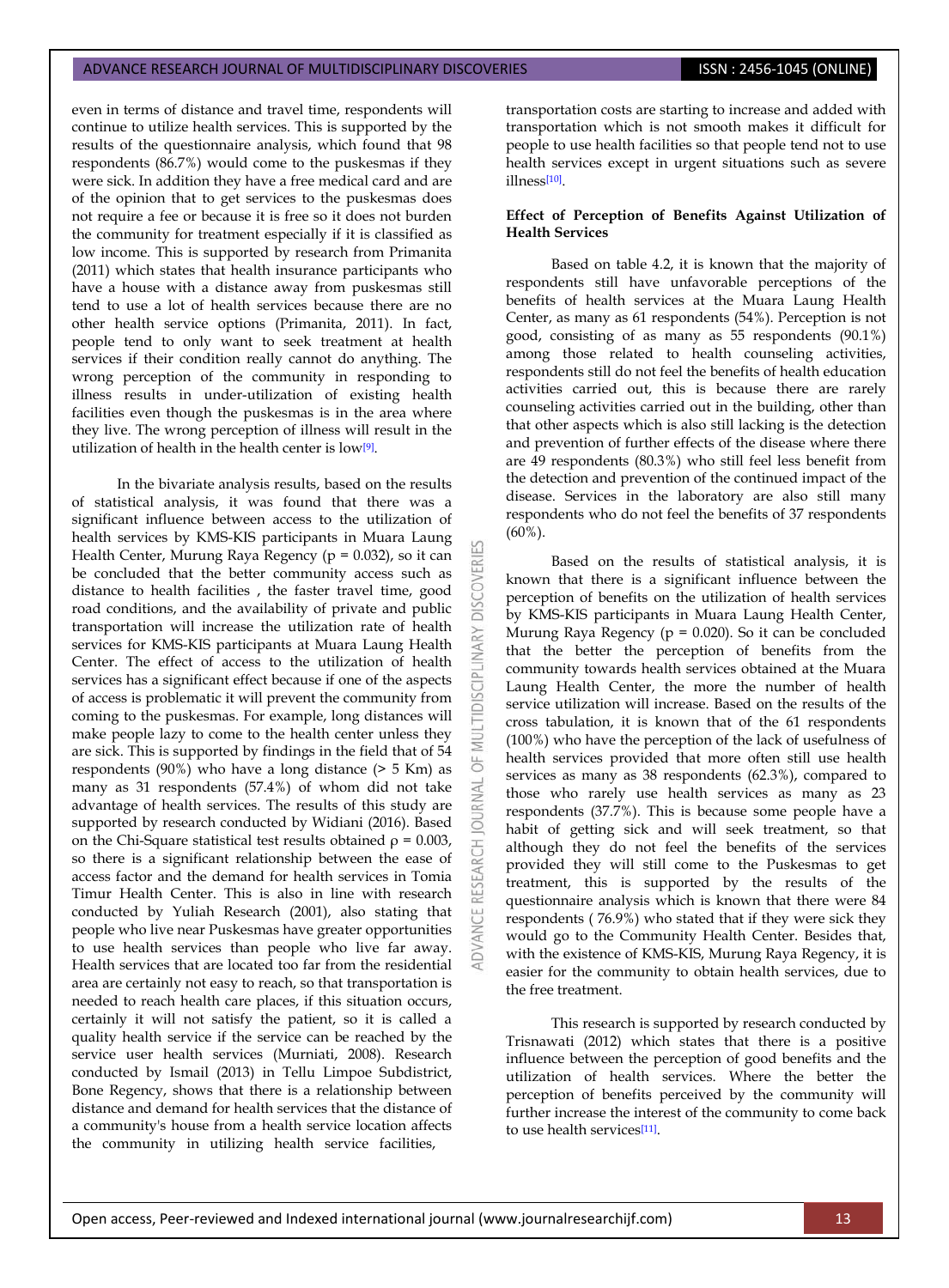even in terms of distance and travel time, respondents will continue to utilize health services. This is supported by the results of the questionnaire analysis, which found that 98 respondents (86.7%) would come to the puskesmas if they were sick. In addition they have a free medical card and are of the opinion that to get services to the puskesmas does not require a fee or because it is free so it does not burden the community for treatment especially if it is classified as low income. This is supported by research from Primanita (2011) which states that health insurance participants who have a house with a distance away from puskesmas still tend to use a lot of health services because there are no other health service options (Primanita, 2011). In fact, people tend to only want to seek treatment at health services if their condition really cannot do anything. The wrong perception of the community in responding to illness results in under-utilization of existing health facilities even though the puskesmas is in the area where they live. The wrong perception of illness will result in the utilization of health in the health center is low[9].

In the bivariate analysis results, based on the results of statistical analysis, it was found that there was a significant influence between access to the utilization of health services by KMS-KIS participants in Muara Laung Health Center, Murung Raya Regency ($p = 0.032$), so it can be concluded that the better community access such as distance to health facilities , the faster travel time, good road conditions, and the availability of private and public transportation will increase the utilization rate of health services for KMS-KIS participants at Muara Laung Health Center. The effect of access to the utilization of health services has a significant effect because if one of the aspects of access is problematic it will prevent the community from coming to the puskesmas. For example, long distances will make people lazy to come to the health center unless they are sick. This is supported by findings in the field that of 54 respondents (90%) who have a long distance (> 5 Km) as many as 31 respondents (57.4%) of whom did not take advantage of health services. The results of this study are supported by research conducted by Widiani (2016). Based on the Chi-Square statistical test results obtained $\rho = 0.003$, so there is a significant relationship between the ease of access factor and the demand for health services in Tomia Timur Health Center. This is also in line with research conducted by Yuliah Research (2001), also stating that people who live near Puskesmas have greater opportunities to use health services than people who live far away. Health services that are located too far from the residential area are certainly not easy to reach, so that transportation is needed to reach health care places, if this situation occurs, certainly it will not satisfy the patient, so it is called a quality health service if the service can be reached by the service user health services (Murniati, 2008). Research conducted by Ismail (2013) in Tellu Limpoe Subdistrict, Bone Regency, shows that there is a relationship between distance and demand for health services that the distance of a community's house from a health service location affects the community in utilizing health service facilities, transportation costs are starting to increase and added with transportation which is not smooth makes it difficult for people to use health facilities so that people tend not to use health services except in urgent situations such as severe illness[10].

**Effect of Perception of Benefits Against Utilization of Health Services**

Based on table 4.2, it is known that the majority of respondents still have unfavorable perceptions of the benefits of health services at the Muara Laung Health Center, as many as 61 respondents (54%). Perception is not good, consisting of as many as 55 respondents (90.1%) among those related to health counseling activities, respondents still do not feel the benefits of health education activities carried out, this is because there are rarely counseling activities carried out in the building, other than that other aspects which is also still lacking is the detection and prevention of further effects of the disease where there are 49 respondents (80.3%) who still feel less benefit from the detection and prevention of the continued impact of the disease. Services in the laboratory are also still many respondents who do not feel the benefits of 37 respondents (60%).

Based on the results of statistical analysis, it is known that there is a significant influence between the perception of benefits on the utilization of health services by KMS-KIS participants in Muara Laung Health Center, Murung Raya Regency ($p = 0.020$). So it can be concluded that the better the perception of benefits from the community towards health services obtained at the Muara Laung Health Center, the more the number of health service utilization will increase. Based on the results of the cross tabulation, it is known that of the 61 respondents (100%) who have the perception of the lack of usefulness of health services provided that more often still use health services as many as 38 respondents (62.3%), compared to those who rarely use health services as many as 23 respondents (37.7%). This is because some people have a habit of getting sick and will seek treatment, so that although they do not feel the benefits of the services provided they will still come to the Puskesmas to get treatment, this is supported by the results of the questionnaire analysis which is known that there were 84 respondents ( 76.9%) who stated that if they were sick they would go to the Community Health Center. Besides that, with the existence of KMS-KIS, Murung Raya Regency, it is easier for the community to obtain health services, due to the free treatment.

This research is supported by research conducted by Trisnawati (2012) which states that there is a positive influence between the perception of good benefits and the utilization of health services. Where the better the perception of benefits perceived by the community will further increase the interest of the community to come back to use health services[11].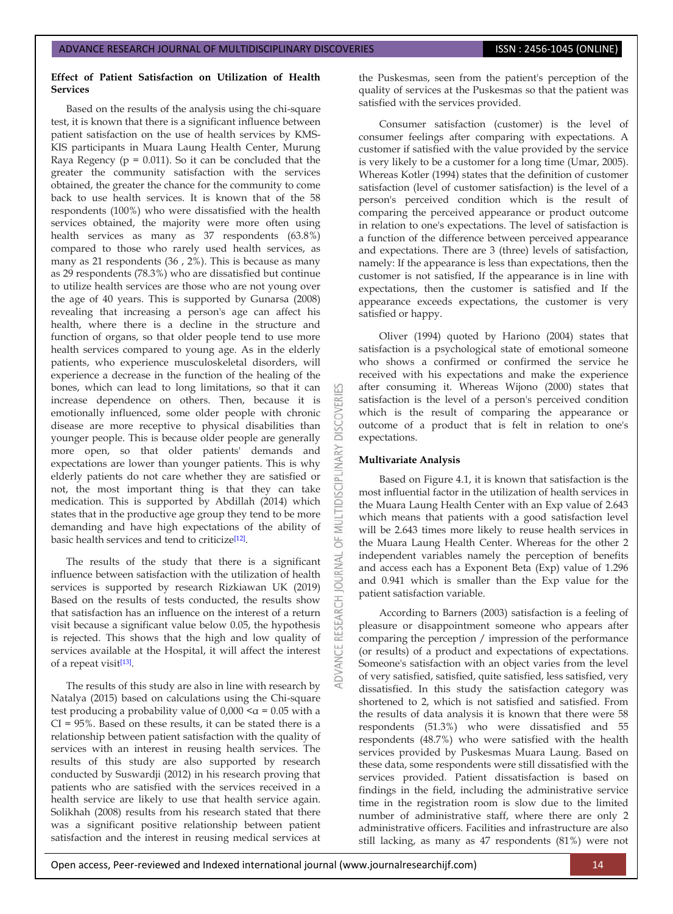**Effect of Patient Satisfaction on Utilization of Health Services**

Based on the results of the analysis using the chi-square test, it is known that there is a significant influence between patient satisfaction on the use of health services by KMS-KIS participants in Muara Laung Health Center, Murung Raya Regency (p = 0.011). So it can be concluded that the greater the community satisfaction with the services obtained, the greater the chance for the community to come back to use health services. It is known that of the 58 respondents (100%) who were dissatisfied with the health services obtained, the majority were more often using health services as many as 37 respondents (63.8%) compared to those who rarely used health services, as many as 21 respondents (36 , 2%). This is because as many as 29 respondents (78.3%) who are dissatisfied but continue to utilize health services are those who are not young over the age of 40 years. This is supported by Gunarsa (2008) revealing that increasing a person's age can affect his health, where there is a decline in the structure and function of organs, so that older people tend to use more health services compared to young age. As in the elderly patients, who experience musculoskeletal disorders, will experience a decrease in the function of the healing of the bones, which can lead to long limitations, so that it can increase dependence on others. Then, because it is emotionally influenced, some older people with chronic disease are more receptive to physical disabilities than younger people. This is because older people are generally more open, so that older patients' demands and expectations are lower than younger patients. This is why elderly patients do not care whether they are satisfied or not, the most important thing is that they can take medication. This is supported by Abdillah (2014) which states that in the productive age group they tend to be more demanding and have high expectations of the ability of basic health services and tend to criticize[12].

The results of the study that there is a significant influence between satisfaction with the utilization of health services is supported by research Rizkiawan UK (2019) Based on the results of tests conducted, the results show that satisfaction has an influence on the interest of a return visit because a significant value below 0.05, the hypothesis is rejected. This shows that the high and low quality of services available at the Hospital, it will affect the interest of a repeat visit[13].

The results of this study are also in line with research by Natalya (2015) based on calculations using the Chi-square test producing a probability value of $0{,}000 < \alpha = 0.05$ with a CI = 95%. Based on these results, it can be stated there is a relationship between patient satisfaction with the quality of services with an interest in reusing health services. The results of this study are also supported by research conducted by Suswardji (2012) in his research proving that patients who are satisfied with the services received in a health service are likely to use that health service again. Solikhah (2008) results from his research stated that there was a significant positive relationship between patient satisfaction and the interest in reusing medical services at the Puskesmas, seen from the patient's perception of the quality of services at the Puskesmas so that the patient was satisfied with the services provided.

Consumer satisfaction (customer) is the level of consumer feelings after comparing with expectations. A customer if satisfied with the value provided by the service is very likely to be a customer for a long time (Umar, 2005). Whereas Kotler (1994) states that the definition of customer satisfaction (level of customer satisfaction) is the level of a person's perceived condition which is the result of comparing the perceived appearance or product outcome in relation to one's expectations. The level of satisfaction is a function of the difference between perceived appearance and expectations. There are 3 (three) levels of satisfaction, namely: If the appearance is less than expectations, then the customer is not satisfied, If the appearance is in line with expectations, then the customer is satisfied and If the appearance exceeds expectations, the customer is very satisfied or happy.

Oliver (1994) quoted by Hariono (2004) states that satisfaction is a psychological state of emotional someone who shows a confirmed or confirmed the service he received with his expectations and make the experience after consuming it. Whereas Wijono (2000) states that satisfaction is the level of a person's perceived condition which is the result of comparing the appearance or outcome of a product that is felt in relation to one's expectations.

**Multivariate Analysis**

Based on Figure 4.1, it is known that satisfaction is the most influential factor in the utilization of health services in the Muara Laung Health Center with an Exp value of 2.643 which means that patients with a good satisfaction level will be 2.643 times more likely to reuse health services in the Muara Laung Health Center. Whereas for the other 2 independent variables namely the perception of benefits and access each has a Exponent Beta (Exp) value of 1.296 and 0.941 which is smaller than the Exp value for the patient satisfaction variable.

According to Barners (2003) satisfaction is a feeling of pleasure or disappointment someone who appears after comparing the perception / impression of the performance (or results) of a product and expectations of expectations. Someone's satisfaction with an object varies from the level of very satisfied, satisfied, quite satisfied, less satisfied, very dissatisfied. In this study the satisfaction category was shortened to 2, which is not satisfied and satisfied. From the results of data analysis it is known that there were 58 respondents (51.3%) who were dissatisfied and 55 respondents (48.7%) who were satisfied with the health services provided by Puskesmas Muara Laung. Based on these data, some respondents were still dissatisfied with the services provided. Patient dissatisfaction is based on findings in the field, including the administrative service time in the registration room is slow due to the limited number of administrative staff, where there are only 2 administrative officers. Facilities and infrastructure are also still lacking, as many as 47 respondents (81%) were not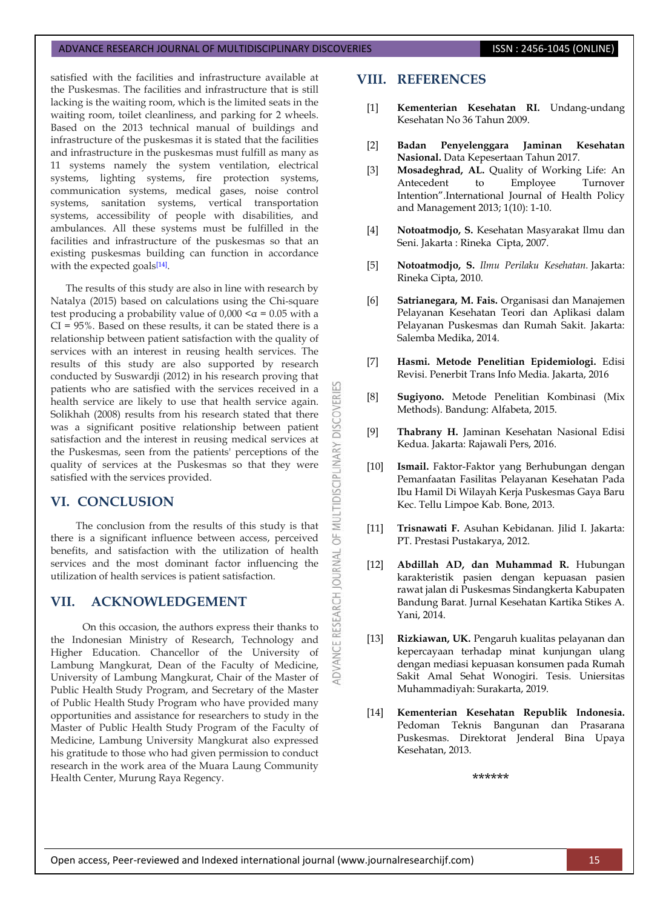satisfied with the facilities and infrastructure available at the Puskesmas. The facilities and infrastructure that is still lacking is the waiting room, which is the limited seats in the waiting room, toilet cleanliness, and parking for 2 wheels. Based on the 2013 technical manual of buildings and infrastructure of the puskesmas it is stated that the facilities and infrastructure in the puskesmas must fulfill as many as 11 systems namely the system ventilation, electrical systems, lighting systems, fire protection systems, communication systems, medical gases, noise control systems, sanitation systems, vertical transportation systems, accessibility of people with disabilities, and ambulances. All these systems must be fulfilled in the facilities and infrastructure of the puskesmas so that an existing puskesmas building can function in accordance with the expected goals[14].

The results of this study are also in line with research by Natalya (2015) based on calculations using the Chi-square test producing a probability value of $0,000 < \alpha = 0.05$ with a CI = 95%. Based on these results, it can be stated there is a relationship between patient satisfaction with the quality of services with an interest in reusing health services. The results of this study are also supported by research conducted by Suswardji (2012) in his research proving that patients who are satisfied with the services received in a health service are likely to use that health service again. Solikhah (2008) results from his research stated that there was a significant positive relationship between patient satisfaction and the interest in reusing medical services at the Puskesmas, seen from the patients' perceptions of the quality of services at the Puskesmas so that they were satisfied with the services provided.

## VI. CONCLUSION

The conclusion from the results of this study is that there is a significant influence between access, perceived benefits, and satisfaction with the utilization of health services and the most dominant factor influencing the utilization of health services is patient satisfaction.

## VII. ACKNOWLEDGEMENT

On this occasion, the authors express their thanks to the Indonesian Ministry of Research, Technology and Higher Education. Chancellor of the University of Lambung Mangkurat, Dean of the Faculty of Medicine, University of Lambung Mangkurat, Chair of the Master of Public Health Study Program, and Secretary of the Master of Public Health Study Program who have provided many opportunities and assistance for researchers to study in the Master of Public Health Study Program of the Faculty of Medicine, Lambung University Mangkurat also expressed his gratitude to those who had given permission to conduct research in the work area of the Muara Laung Community Health Center, Murung Raya Regency.

## VIII. REFERENCES

[1] **Kementerian Kesehatan RI.** Undang-undang Kesehatan No 36 Tahun 2009.

[2] **Badan Penyelenggara Jaminan Kesehatan Nasional.** Data Kepesertaan Tahun 2017.

[3] **Mosadeghrad, AL.** Quality of Working Life: An Antecedent to Employee Turnover Intention".International Journal of Health Policy and Management 2013; 1(10): 1-10.

[4] **Notoatmodjo, S.** Kesehatan Masyarakat Ilmu dan Seni. Jakarta : Rineka Cipta, 2007.

[5] **Notoatmodjo, S.** *Ilmu Perilaku Kesehatan.* Jakarta: Rineka Cipta, 2010.

[6] **Satrianegara, M. Fais.** Organisasi dan Manajemen Pelayanan Kesehatan Teori dan Aplikasi dalam Pelayanan Puskesmas dan Rumah Sakit. Jakarta: Salemba Medika, 2014.

[7] **Hasmi. Metode Penelitian Epidemiologi.** Edisi Revisi. Penerbit Trans Info Media. Jakarta, 2016

[8] **Sugiyono.** Metode Penelitian Kombinasi (Mix Methods). Bandung: Alfabeta, 2015.

[9] **Thabrany H.** Jaminan Kesehatan Nasional Edisi Kedua. Jakarta: Rajawali Pers, 2016.

[10] **Ismail.** Faktor-Faktor yang Berhubungan dengan Pemanfaatan Fasilitas Pelayanan Kesehatan Pada Ibu Hamil Di Wilayah Kerja Puskesmas Gaya Baru Kec. Tellu Limpoe Kab. Bone, 2013.

[11] **Trisnawati F.** Asuhan Kebidanan. Jilid I. Jakarta: PT. Prestasi Pustakarya, 2012.

[12] **Abdillah AD, dan Muhammad R.** Hubungan karakteristik pasien dengan kepuasan pasien rawat jalan di Puskesmas Sindangkerta Kabupaten Bandung Barat. Jurnal Kesehatan Kartika Stikes A. Yani, 2014.

[13] **Rizkiawan, UK.** Pengaruh kualitas pelayanan dan kepercayaan terhadap minat kunjungan ulang dengan mediasi kepuasan konsumen pada Rumah Sakit Amal Sehat Wonogiri. Tesis. Uniersitas Muhammadiyah: Surakarta, 2019.

[14] **Kementerian Kesehatan Republik Indonesia.** Pedoman Teknis Bangunan dan Prasarana Puskesmas. Direktorat Jenderal Bina Upaya Kesehatan, 2013.

******